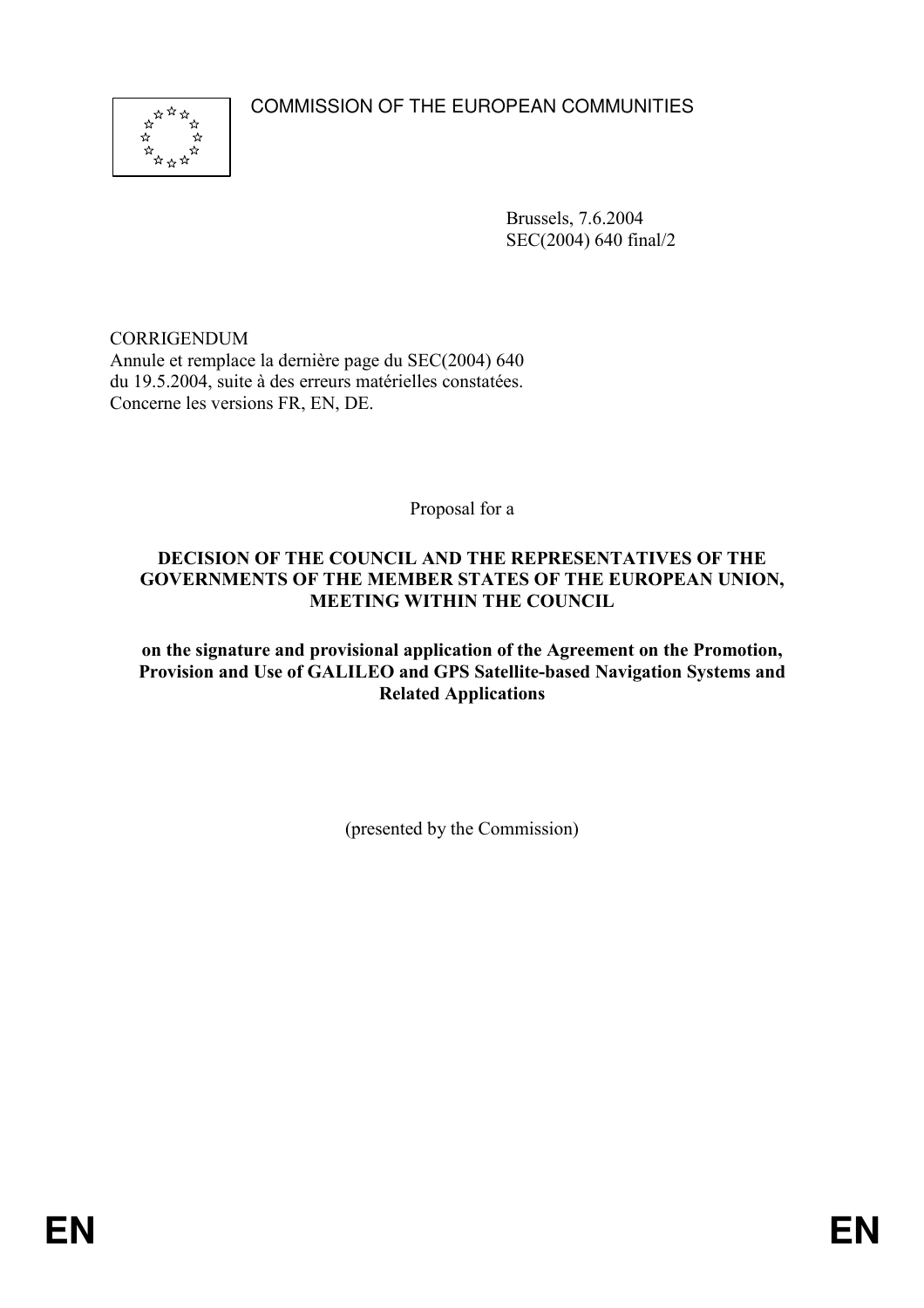COMMISSION OF THE EUROPEAN COMMUNITIES

Brussels, 7.6.2004
SEC(2004) 640 final/2

CORRIGENDUM
Annule et remplace la dernière page du SEC(2004) 640 du 19.5.2004, suite à des erreurs matérielles constatées. Concerne les versions FR, EN, DE.

Proposal for a

**DECISION OF THE COUNCIL AND THE REPRESENTATIVES OF THE GOVERNMENTS OF THE MEMBER STATES OF THE EUROPEAN UNION, MEETING WITHIN THE COUNCIL**

**on the signature and provisional application of the Agreement on the Promotion, Provision and Use of GALILEO and GPS Satellite-based Navigation Systems and Related Applications**

(presented by the Commission)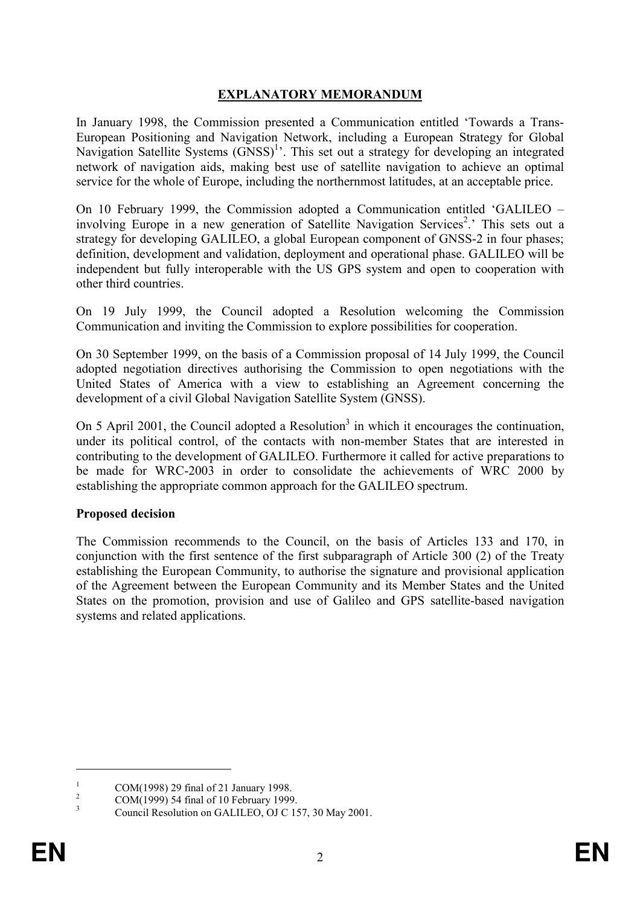## EXPLANATORY MEMORANDUM

In January 1998, the Commission presented a Communication entitled 'Towards a Trans-European Positioning and Navigation Network, including a European Strategy for Global Navigation Satellite Systems (GNSS)[1]'. This set out a strategy for developing an integrated network of navigation aids, making best use of satellite navigation to achieve an optimal service for the whole of Europe, including the northernmost latitudes, at an acceptable price.

On 10 February 1999, the Commission adopted a Communication entitled 'GALILEO – involving Europe in a new generation of Satellite Navigation Services[2].' This sets out a strategy for developing GALILEO, a global European component of GNSS-2 in four phases; definition, development and validation, deployment and operational phase. GALILEO will be independent but fully interoperable with the US GPS system and open to cooperation with other third countries.

On 19 July 1999, the Council adopted a Resolution welcoming the Commission Communication and inviting the Commission to explore possibilities for cooperation.

On 30 September 1999, on the basis of a Commission proposal of 14 July 1999, the Council adopted negotiation directives authorising the Commission to open negotiations with the United States of America with a view to establishing an Agreement concerning the development of a civil Global Navigation Satellite System (GNSS).

On 5 April 2001, the Council adopted a Resolution[3] in which it encourages the continuation, under its political control, of the contacts with non-member States that are interested in contributing to the development of GALILEO. Furthermore it called for active preparations to be made for WRC-2003 in order to consolidate the achievements of WRC 2000 by establishing the appropriate common approach for the GALILEO spectrum.

**Proposed decision**

The Commission recommends to the Council, on the basis of Articles 133 and 170, in conjunction with the first sentence of the first subparagraph of Article 300 (2) of the Treaty establishing the European Community, to authorise the signature and provisional application of the Agreement between the European Community and its Member States and the United States on the promotion, provision and use of Galileo and GPS satellite-based navigation systems and related applications.

---

[1] COM(1998) 29 final of 21 January 1998.

[2] COM(1999) 54 final of 10 February 1999.

[3] Council Resolution on GALILEO, OJ C 157, 30 May 2001.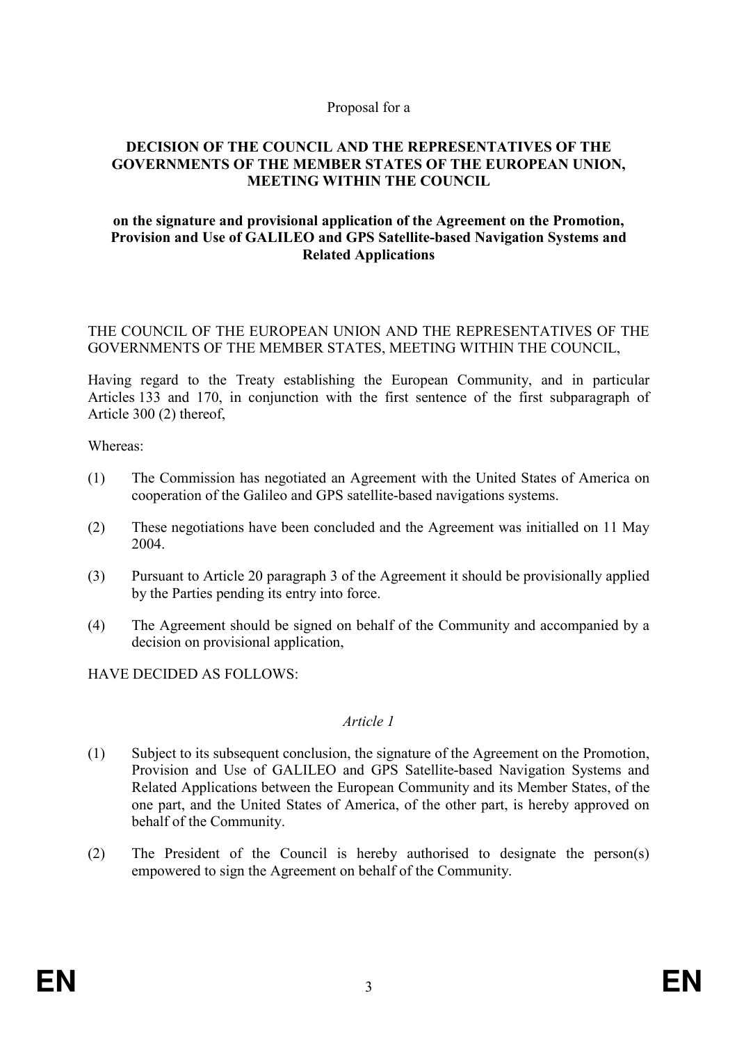Proposal for a

**DECISION OF THE COUNCIL AND THE REPRESENTATIVES OF THE GOVERNMENTS OF THE MEMBER STATES OF THE EUROPEAN UNION, MEETING WITHIN THE COUNCIL**

**on the signature and provisional application of the Agreement on the Promotion, Provision and Use of GALILEO and GPS Satellite-based Navigation Systems and Related Applications**

THE COUNCIL OF THE EUROPEAN UNION AND THE REPRESENTATIVES OF THE GOVERNMENTS OF THE MEMBER STATES, MEETING WITHIN THE COUNCIL,

Having regard to the Treaty establishing the European Community, and in particular Articles 133 and 170, in conjunction with the first sentence of the first subparagraph of Article 300 (2) thereof,

Whereas:

(1) The Commission has negotiated an Agreement with the United States of America on cooperation of the Galileo and GPS satellite-based navigations systems.

(2) These negotiations have been concluded and the Agreement was initialled on 11 May 2004.

(3) Pursuant to Article 20 paragraph 3 of the Agreement it should be provisionally applied by the Parties pending its entry into force.

(4) The Agreement should be signed on behalf of the Community and accompanied by a decision on provisional application,

HAVE DECIDED AS FOLLOWS:

*Article 1*

(1) Subject to its subsequent conclusion, the signature of the Agreement on the Promotion, Provision and Use of GALILEO and GPS Satellite-based Navigation Systems and Related Applications between the European Community and its Member States, of the one part, and the United States of America, of the other part, is hereby approved on behalf of the Community.

(2) The President of the Council is hereby authorised to designate the person(s) empowered to sign the Agreement on behalf of the Community.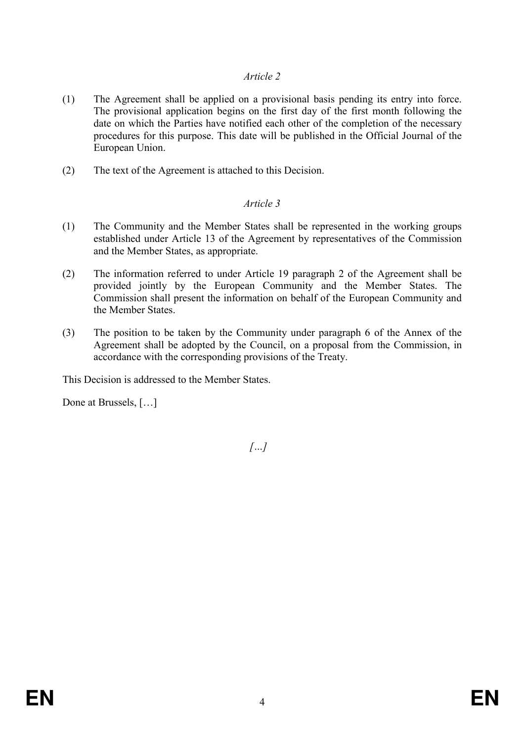*Article 2*

(1) The Agreement shall be applied on a provisional basis pending its entry into force. The provisional application begins on the first day of the first month following the date on which the Parties have notified each other of the completion of the necessary procedures for this purpose. This date will be published in the Official Journal of the European Union.

(2) The text of the Agreement is attached to this Decision.

*Article 3*

(1) The Community and the Member States shall be represented in the working groups established under Article 13 of the Agreement by representatives of the Commission and the Member States, as appropriate.

(2) The information referred to under Article 19 paragraph 2 of the Agreement shall be provided jointly by the European Community and the Member States. The Commission shall present the information on behalf of the European Community and the Member States.

(3) The position to be taken by the Community under paragraph 6 of the Annex of the Agreement shall be adopted by the Council, on a proposal from the Commission, in accordance with the corresponding provisions of the Treaty.

This Decision is addressed to the Member States.

Done at Brussels, […]

*[…]*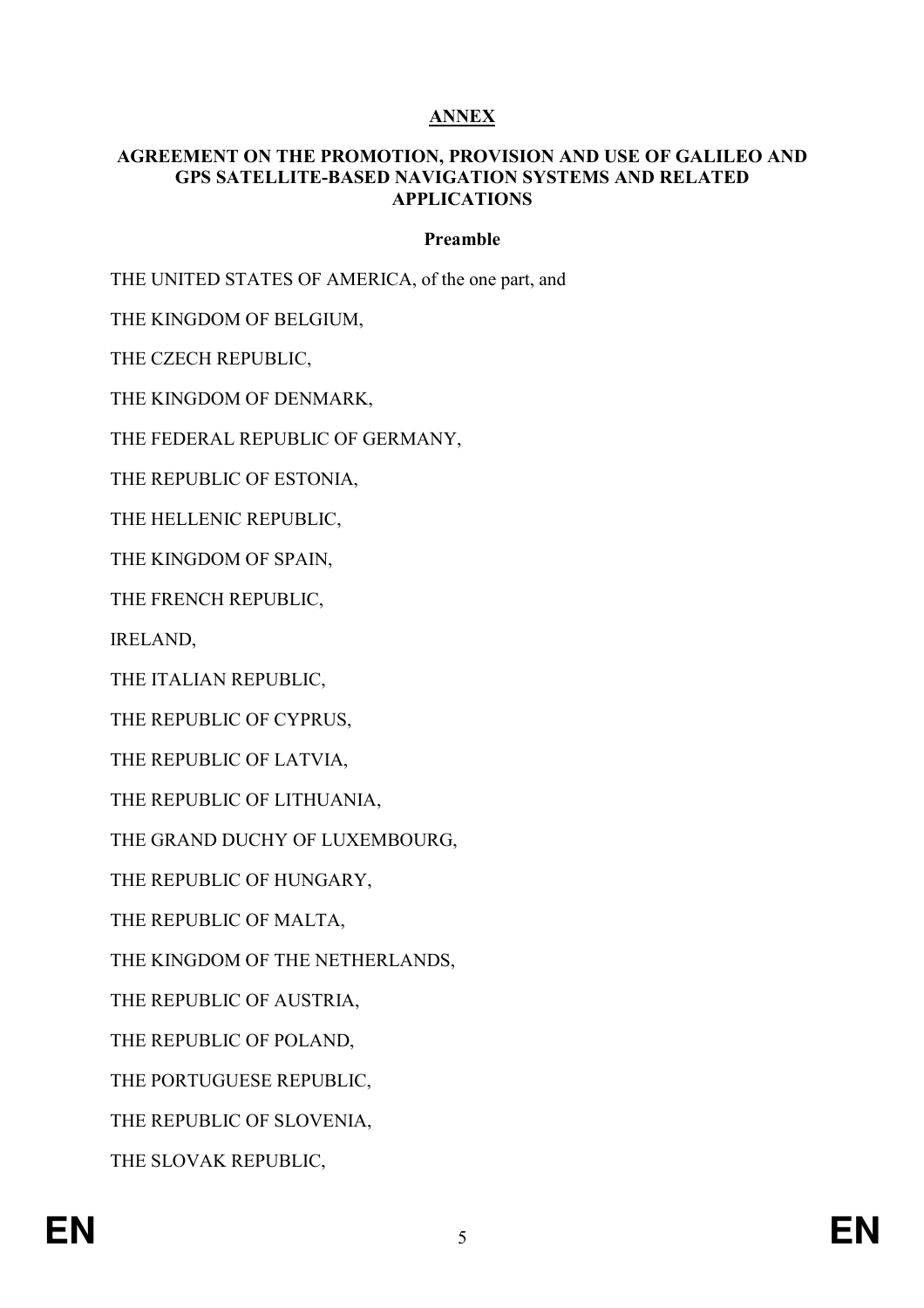# ANNEX

## AGREEMENT ON THE PROMOTION, PROVISION AND USE OF GALILEO AND GPS SATELLITE-BASED NAVIGATION SYSTEMS AND RELATED APPLICATIONS

### Preamble

THE UNITED STATES OF AMERICA, of the one part, and

THE KINGDOM OF BELGIUM,

THE CZECH REPUBLIC,

THE KINGDOM OF DENMARK,

THE FEDERAL REPUBLIC OF GERMANY,

THE REPUBLIC OF ESTONIA,

THE HELLENIC REPUBLIC,

THE KINGDOM OF SPAIN,

THE FRENCH REPUBLIC,

IRELAND,

THE ITALIAN REPUBLIC,

THE REPUBLIC OF CYPRUS,

THE REPUBLIC OF LATVIA,

THE REPUBLIC OF LITHUANIA,

THE GRAND DUCHY OF LUXEMBOURG,

THE REPUBLIC OF HUNGARY,

THE REPUBLIC OF MALTA,

THE KINGDOM OF THE NETHERLANDS,

THE REPUBLIC OF AUSTRIA,

THE REPUBLIC OF POLAND,

THE PORTUGUESE REPUBLIC,

THE REPUBLIC OF SLOVENIA,

THE SLOVAK REPUBLIC,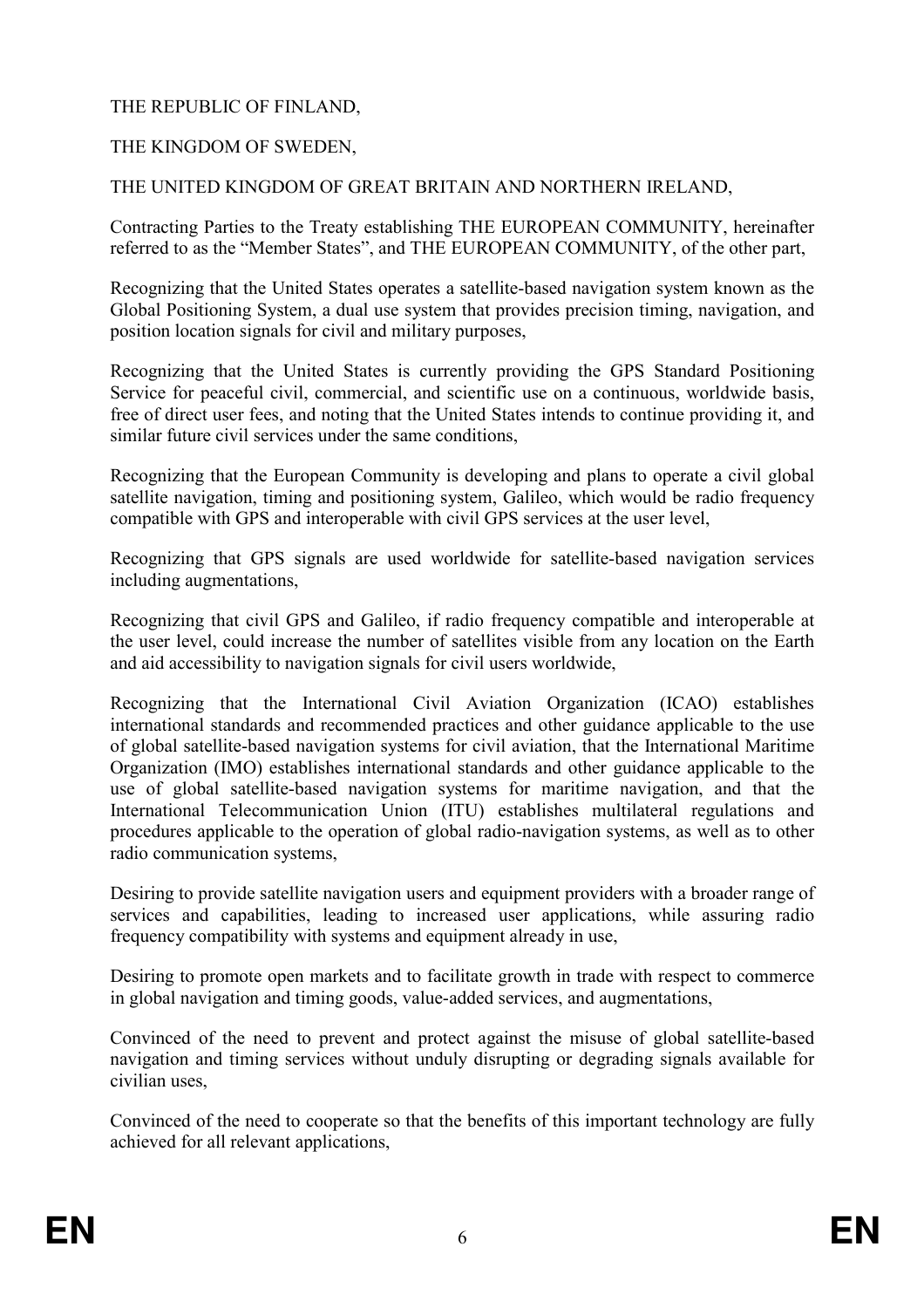THE REPUBLIC OF FINLAND,

THE KINGDOM OF SWEDEN,

THE UNITED KINGDOM OF GREAT BRITAIN AND NORTHERN IRELAND,

Contracting Parties to the Treaty establishing THE EUROPEAN COMMUNITY, hereinafter referred to as the "Member States", and THE EUROPEAN COMMUNITY, of the other part,

Recognizing that the United States operates a satellite-based navigation system known as the Global Positioning System, a dual use system that provides precision timing, navigation, and position location signals for civil and military purposes,

Recognizing that the United States is currently providing the GPS Standard Positioning Service for peaceful civil, commercial, and scientific use on a continuous, worldwide basis, free of direct user fees, and noting that the United States intends to continue providing it, and similar future civil services under the same conditions,

Recognizing that the European Community is developing and plans to operate a civil global satellite navigation, timing and positioning system, Galileo, which would be radio frequency compatible with GPS and interoperable with civil GPS services at the user level,

Recognizing that GPS signals are used worldwide for satellite-based navigation services including augmentations,

Recognizing that civil GPS and Galileo, if radio frequency compatible and interoperable at the user level, could increase the number of satellites visible from any location on the Earth and aid accessibility to navigation signals for civil users worldwide,

Recognizing that the International Civil Aviation Organization (ICAO) establishes international standards and recommended practices and other guidance applicable to the use of global satellite-based navigation systems for civil aviation, that the International Maritime Organization (IMO) establishes international standards and other guidance applicable to the use of global satellite-based navigation systems for maritime navigation, and that the International Telecommunication Union (ITU) establishes multilateral regulations and procedures applicable to the operation of global radio-navigation systems, as well as to other radio communication systems,

Desiring to provide satellite navigation users and equipment providers with a broader range of services and capabilities, leading to increased user applications, while assuring radio frequency compatibility with systems and equipment already in use,

Desiring to promote open markets and to facilitate growth in trade with respect to commerce in global navigation and timing goods, value-added services, and augmentations,

Convinced of the need to prevent and protect against the misuse of global satellite-based navigation and timing services without unduly disrupting or degrading signals available for civilian uses,

Convinced of the need to cooperate so that the benefits of this important technology are fully achieved for all relevant applications,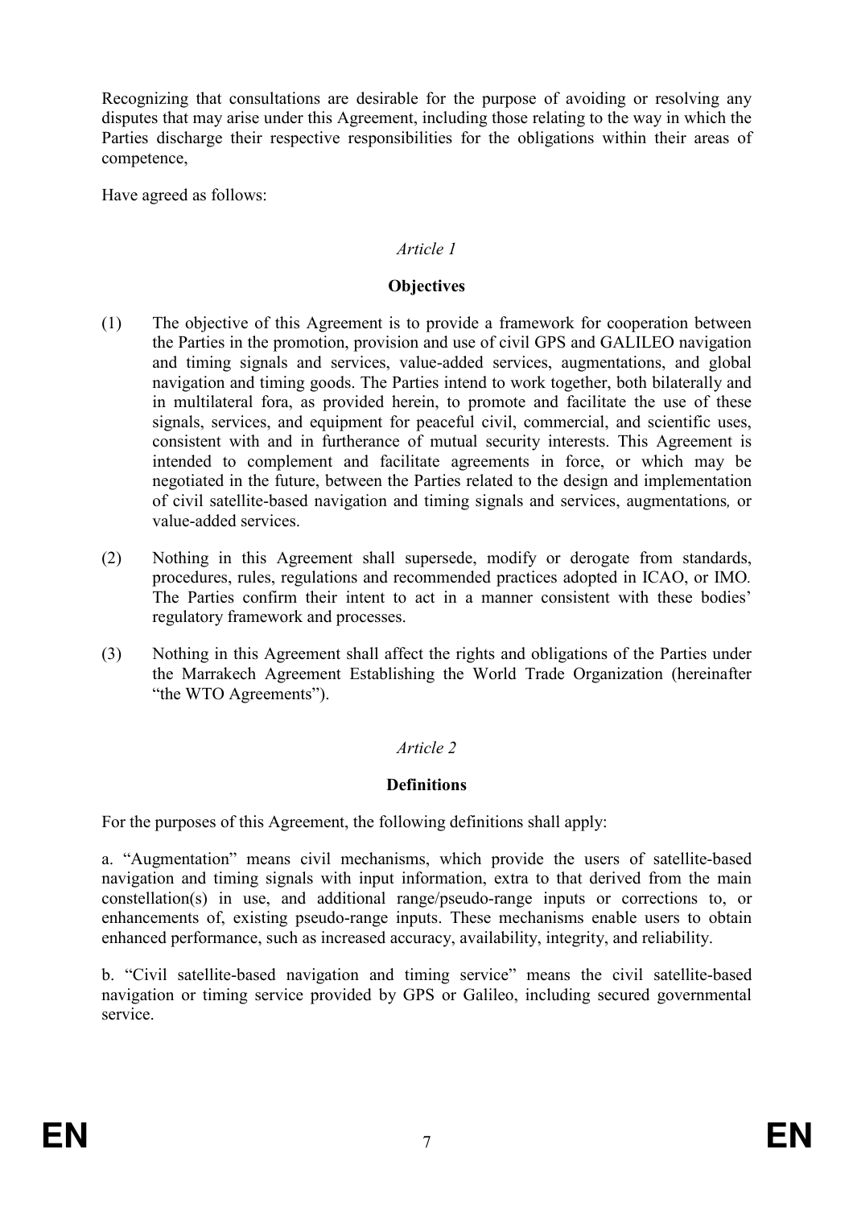Recognizing that consultations are desirable for the purpose of avoiding or resolving any disputes that may arise under this Agreement, including those relating to the way in which the Parties discharge their respective responsibilities for the obligations within their areas of competence,

Have agreed as follows:

*Article 1*

**Objectives**

(1) The objective of this Agreement is to provide a framework for cooperation between the Parties in the promotion, provision and use of civil GPS and GALILEO navigation and timing signals and services, value-added services, augmentations, and global navigation and timing goods. The Parties intend to work together, both bilaterally and in multilateral fora, as provided herein, to promote and facilitate the use of these signals, services, and equipment for peaceful civil, commercial, and scientific uses, consistent with and in furtherance of mutual security interests. This Agreement is intended to complement and facilitate agreements in force, or which may be negotiated in the future, between the Parties related to the design and implementation of civil satellite-based navigation and timing signals and services, augmentations, or value-added services.

(2) Nothing in this Agreement shall supersede, modify or derogate from standards, procedures, rules, regulations and recommended practices adopted in ICAO, or IMO. The Parties confirm their intent to act in a manner consistent with these bodies' regulatory framework and processes.

(3) Nothing in this Agreement shall affect the rights and obligations of the Parties under the Marrakech Agreement Establishing the World Trade Organization (hereinafter "the WTO Agreements").

*Article 2*

**Definitions**

For the purposes of this Agreement, the following definitions shall apply:

a. "Augmentation" means civil mechanisms, which provide the users of satellite-based navigation and timing signals with input information, extra to that derived from the main constellation(s) in use, and additional range/pseudo-range inputs or corrections to, or enhancements of, existing pseudo-range inputs. These mechanisms enable users to obtain enhanced performance, such as increased accuracy, availability, integrity, and reliability.

b. "Civil satellite-based navigation and timing service" means the civil satellite-based navigation or timing service provided by GPS or Galileo, including secured governmental service.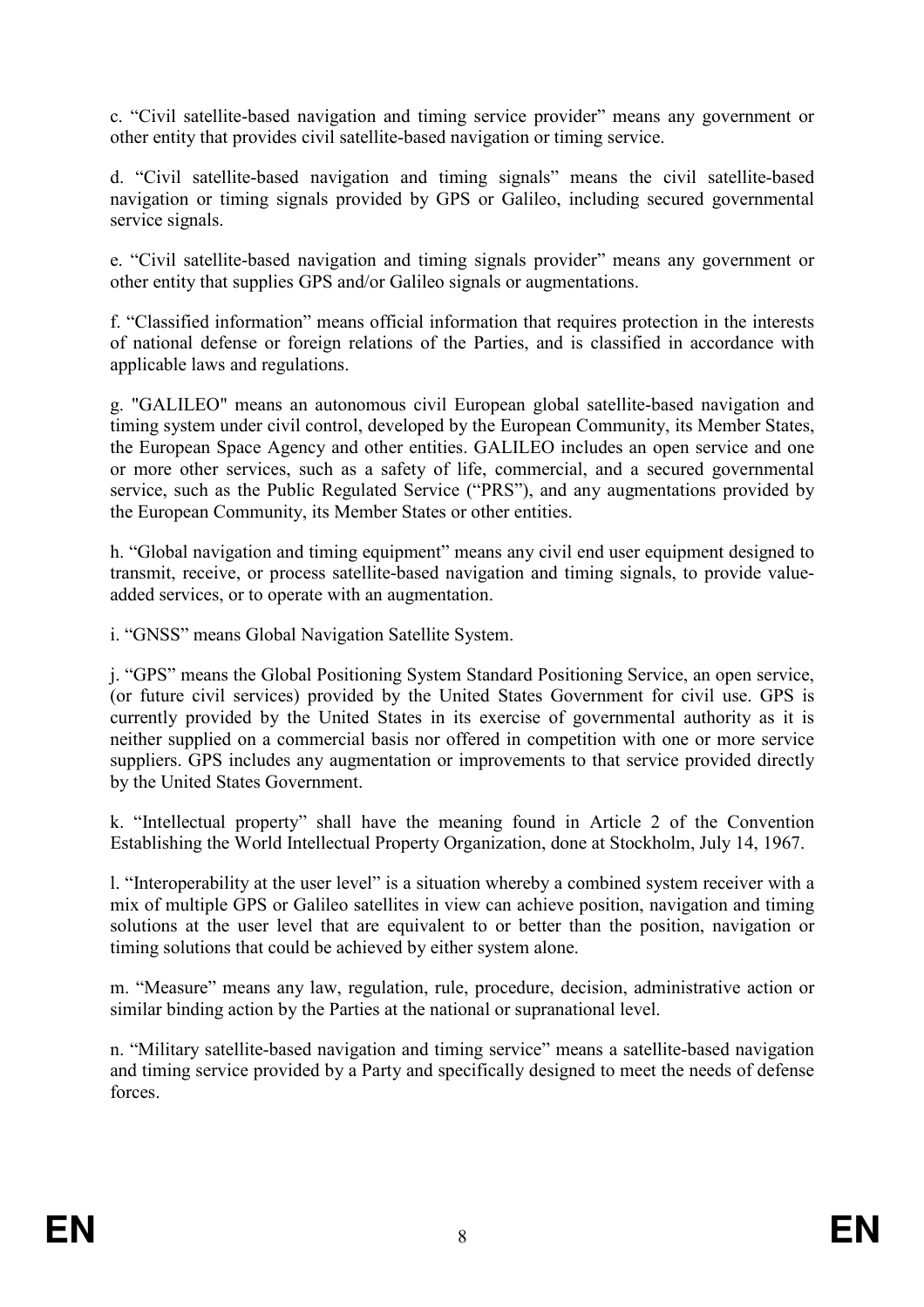c. “Civil satellite-based navigation and timing service provider” means any government or other entity that provides civil satellite-based navigation or timing service.

d. “Civil satellite-based navigation and timing signals” means the civil satellite-based navigation or timing signals provided by GPS or Galileo, including secured governmental service signals.

e. “Civil satellite-based navigation and timing signals provider” means any government or other entity that supplies GPS and/or Galileo signals or augmentations.

f. “Classified information” means official information that requires protection in the interests of national defense or foreign relations of the Parties, and is classified in accordance with applicable laws and regulations.

g. "GALILEO" means an autonomous civil European global satellite-based navigation and timing system under civil control, developed by the European Community, its Member States, the European Space Agency and other entities. GALILEO includes an open service and one or more other services, such as a safety of life, commercial, and a secured governmental service, such as the Public Regulated Service (“PRS”), and any augmentations provided by the European Community, its Member States or other entities.

h. “Global navigation and timing equipment” means any civil end user equipment designed to transmit, receive, or process satellite-based navigation and timing signals, to provide value-added services, or to operate with an augmentation.

i. “GNSS” means Global Navigation Satellite System.

j. “GPS” means the Global Positioning System Standard Positioning Service, an open service, (or future civil services) provided by the United States Government for civil use. GPS is currently provided by the United States in its exercise of governmental authority as it is neither supplied on a commercial basis nor offered in competition with one or more service suppliers. GPS includes any augmentation or improvements to that service provided directly by the United States Government.

k. “Intellectual property” shall have the meaning found in Article 2 of the Convention Establishing the World Intellectual Property Organization, done at Stockholm, July 14, 1967.

l. “Interoperability at the user level” is a situation whereby a combined system receiver with a mix of multiple GPS or Galileo satellites in view can achieve position, navigation and timing solutions at the user level that are equivalent to or better than the position, navigation or timing solutions that could be achieved by either system alone.

m. “Measure” means any law, regulation, rule, procedure, decision, administrative action or similar binding action by the Parties at the national or supranational level.

n. “Military satellite-based navigation and timing service” means a satellite-based navigation and timing service provided by a Party and specifically designed to meet the needs of defense forces.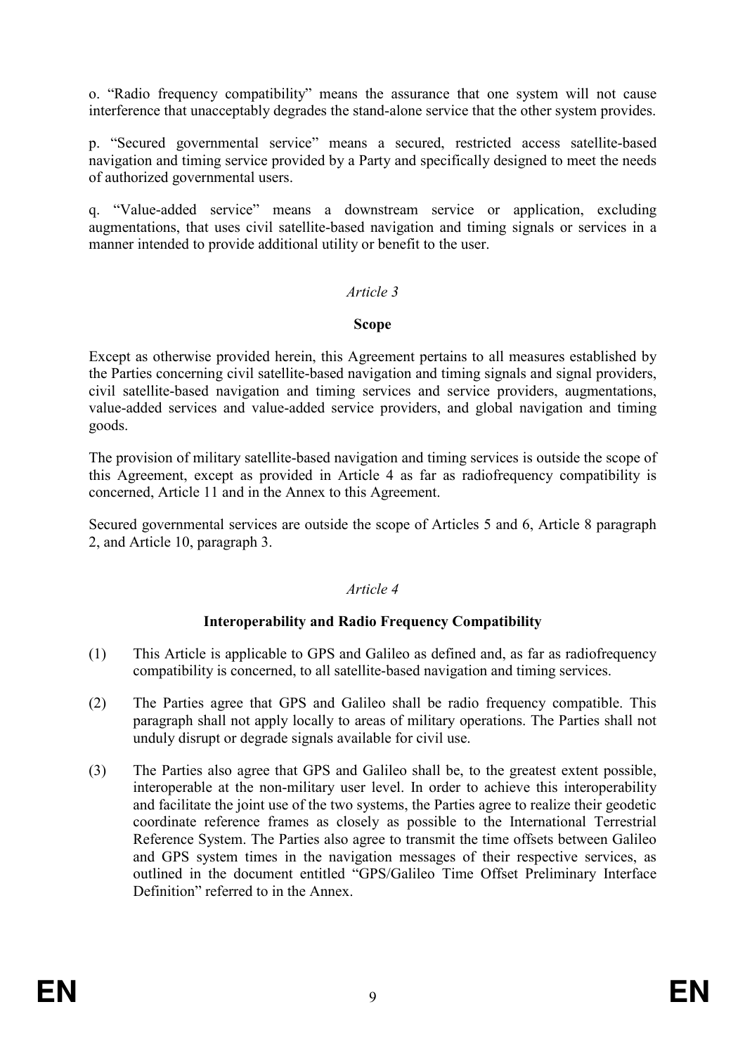o. “Radio frequency compatibility” means the assurance that one system will not cause interference that unacceptably degrades the stand-alone service that the other system provides.

p. “Secured governmental service” means a secured, restricted access satellite-based navigation and timing service provided by a Party and specifically designed to meet the needs of authorized governmental users.

q. “Value-added service” means a downstream service or application, excluding augmentations, that uses civil satellite-based navigation and timing signals or services in a manner intended to provide additional utility or benefit to the user.

*Article 3*

**Scope**

Except as otherwise provided herein, this Agreement pertains to all measures established by the Parties concerning civil satellite-based navigation and timing signals and signal providers, civil satellite-based navigation and timing services and service providers, augmentations, value-added services and value-added service providers, and global navigation and timing goods.

The provision of military satellite-based navigation and timing services is outside the scope of this Agreement, except as provided in Article 4 as far as radiofrequency compatibility is concerned, Article 11 and in the Annex to this Agreement.

Secured governmental services are outside the scope of Articles 5 and 6, Article 8 paragraph 2, and Article 10, paragraph 3.

*Article 4*

**Interoperability and Radio Frequency Compatibility**

(1) This Article is applicable to GPS and Galileo as defined and, as far as radiofrequency compatibility is concerned, to all satellite-based navigation and timing services.

(2) The Parties agree that GPS and Galileo shall be radio frequency compatible. This paragraph shall not apply locally to areas of military operations. The Parties shall not unduly disrupt or degrade signals available for civil use.

(3) The Parties also agree that GPS and Galileo shall be, to the greatest extent possible, interoperable at the non-military user level. In order to achieve this interoperability and facilitate the joint use of the two systems, the Parties agree to realize their geodetic coordinate reference frames as closely as possible to the International Terrestrial Reference System. The Parties also agree to transmit the time offsets between Galileo and GPS system times in the navigation messages of their respective services, as outlined in the document entitled “GPS/Galileo Time Offset Preliminary Interface Definition” referred to in the Annex.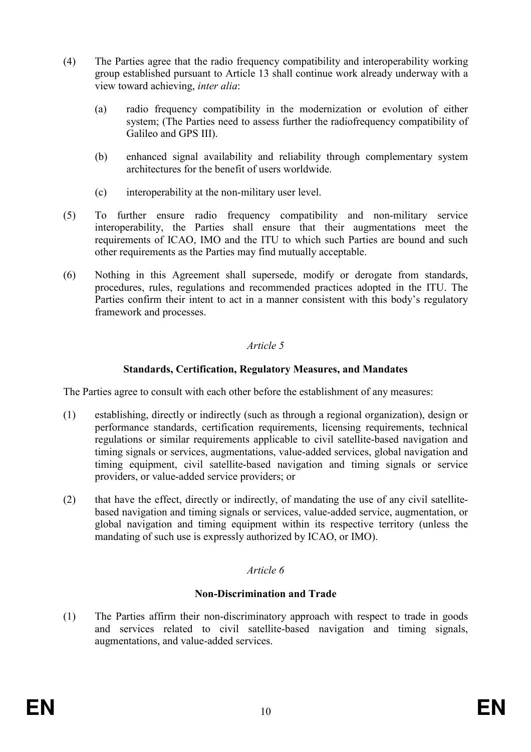(4) The Parties agree that the radio frequency compatibility and interoperability working group established pursuant to Article 13 shall continue work already underway with a view toward achieving, *inter alia*:

(a) radio frequency compatibility in the modernization or evolution of either system; (The Parties need to assess further the radiofrequency compatibility of Galileo and GPS III).

(b) enhanced signal availability and reliability through complementary system architectures for the benefit of users worldwide.

(c) interoperability at the non-military user level.

(5) To further ensure radio frequency compatibility and non-military service interoperability, the Parties shall ensure that their augmentations meet the requirements of ICAO, IMO and the ITU to which such Parties are bound and such other requirements as the Parties may find mutually acceptable.

(6) Nothing in this Agreement shall supersede, modify or derogate from standards, procedures, rules, regulations and recommended practices adopted in the ITU. The Parties confirm their intent to act in a manner consistent with this body's regulatory framework and processes.

*Article 5*

**Standards, Certification, Regulatory Measures, and Mandates**

The Parties agree to consult with each other before the establishment of any measures:

(1) establishing, directly or indirectly (such as through a regional organization), design or performance standards, certification requirements, licensing requirements, technical regulations or similar requirements applicable to civil satellite-based navigation and timing signals or services, augmentations, value-added services, global navigation and timing equipment, civil satellite-based navigation and timing signals or service providers, or value-added service providers; or

(2) that have the effect, directly or indirectly, of mandating the use of any civil satellite-based navigation and timing signals or services, value-added service, augmentation, or global navigation and timing equipment within its respective territory (unless the mandating of such use is expressly authorized by ICAO, or IMO).

*Article 6*

**Non-Discrimination and Trade**

(1) The Parties affirm their non-discriminatory approach with respect to trade in goods and services related to civil satellite-based navigation and timing signals, augmentations, and value-added services.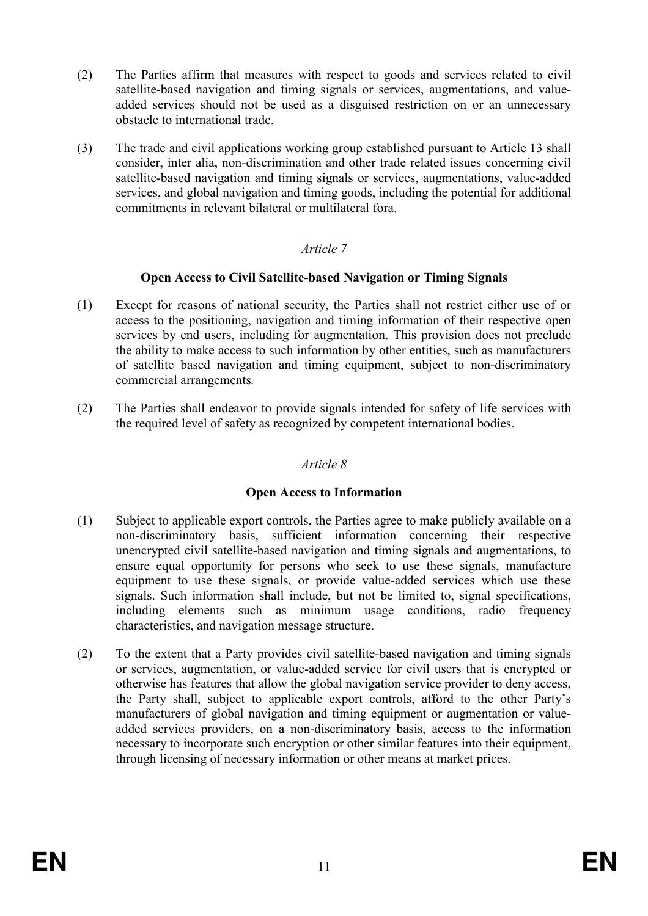(2) The Parties affirm that measures with respect to goods and services related to civil satellite-based navigation and timing signals or services, augmentations, and value-added services should not be used as a disguised restriction on or an unnecessary obstacle to international trade.

(3) The trade and civil applications working group established pursuant to Article 13 shall consider, inter alia, non-discrimination and other trade related issues concerning civil satellite-based navigation and timing signals or services, augmentations, value-added services, and global navigation and timing goods, including the potential for additional commitments in relevant bilateral or multilateral fora.

*Article 7*

**Open Access to Civil Satellite-based Navigation or Timing Signals**

(1) Except for reasons of national security, the Parties shall not restrict either use of or access to the positioning, navigation and timing information of their respective open services by end users, including for augmentation. This provision does not preclude the ability to make access to such information by other entities, such as manufacturers of satellite based navigation and timing equipment, subject to non-discriminatory commercial arrangements.

(2) The Parties shall endeavor to provide signals intended for safety of life services with the required level of safety as recognized by competent international bodies.

*Article 8*

**Open Access to Information**

(1) Subject to applicable export controls, the Parties agree to make publicly available on a non-discriminatory basis, sufficient information concerning their respective unencrypted civil satellite-based navigation and timing signals and augmentations, to ensure equal opportunity for persons who seek to use these signals, manufacture equipment to use these signals, or provide value-added services which use these signals. Such information shall include, but not be limited to, signal specifications, including elements such as minimum usage conditions, radio frequency characteristics, and navigation message structure.

(2) To the extent that a Party provides civil satellite-based navigation and timing signals or services, augmentation, or value-added service for civil users that is encrypted or otherwise has features that allow the global navigation service provider to deny access, the Party shall, subject to applicable export controls, afford to the other Party's manufacturers of global navigation and timing equipment or augmentation or value-added services providers, on a non-discriminatory basis, access to the information necessary to incorporate such encryption or other similar features into their equipment, through licensing of necessary information or other means at market prices.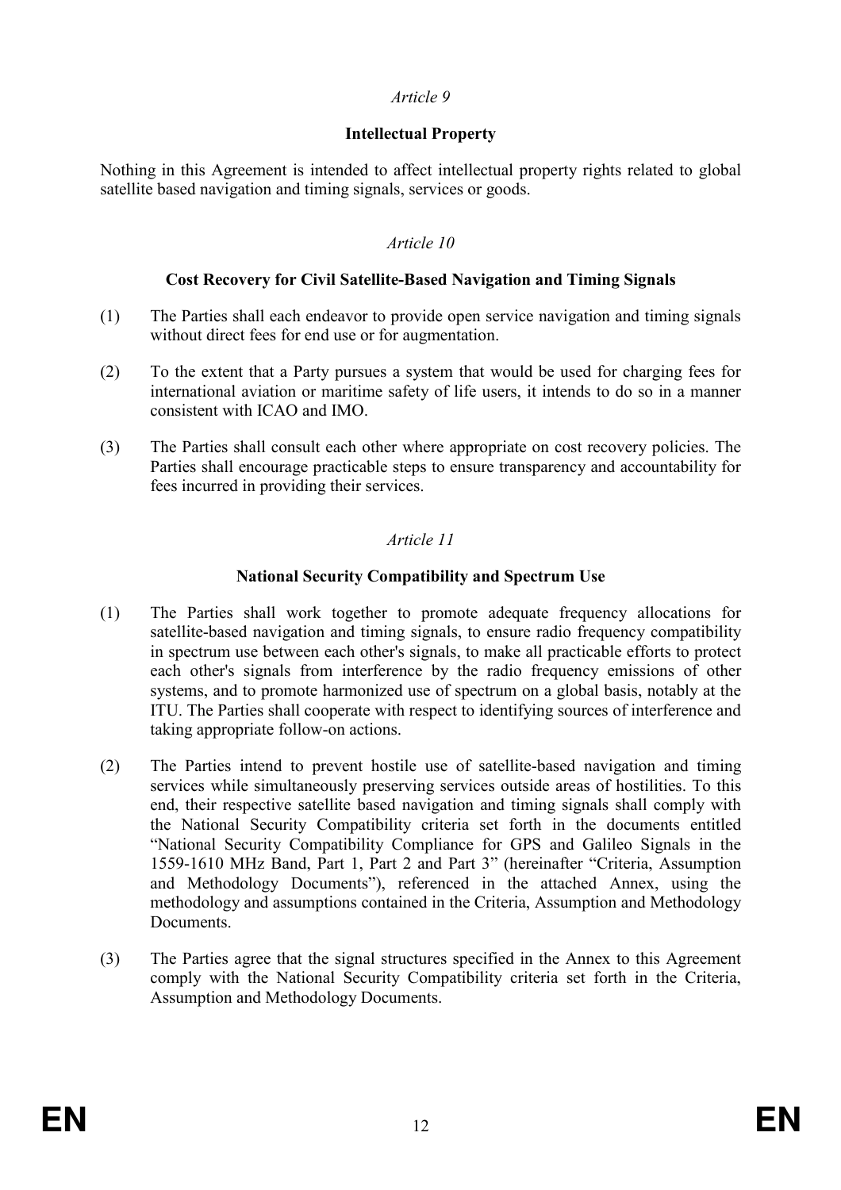*Article 9*

**Intellectual Property**

Nothing in this Agreement is intended to affect intellectual property rights related to global satellite based navigation and timing signals, services or goods.

*Article 10*

**Cost Recovery for Civil Satellite-Based Navigation and Timing Signals**

(1) The Parties shall each endeavor to provide open service navigation and timing signals without direct fees for end use or for augmentation.

(2) To the extent that a Party pursues a system that would be used for charging fees for international aviation or maritime safety of life users, it intends to do so in a manner consistent with ICAO and IMO.

(3) The Parties shall consult each other where appropriate on cost recovery policies. The Parties shall encourage practicable steps to ensure transparency and accountability for fees incurred in providing their services.

*Article 11*

**National Security Compatibility and Spectrum Use**

(1) The Parties shall work together to promote adequate frequency allocations for satellite-based navigation and timing signals, to ensure radio frequency compatibility in spectrum use between each other's signals, to make all practicable efforts to protect each other's signals from interference by the radio frequency emissions of other systems, and to promote harmonized use of spectrum on a global basis, notably at the ITU. The Parties shall cooperate with respect to identifying sources of interference and taking appropriate follow-on actions.

(2) The Parties intend to prevent hostile use of satellite-based navigation and timing services while simultaneously preserving services outside areas of hostilities. To this end, their respective satellite based navigation and timing signals shall comply with the National Security Compatibility criteria set forth in the documents entitled "National Security Compatibility Compliance for GPS and Galileo Signals in the 1559-1610 MHz Band, Part 1, Part 2 and Part 3" (hereinafter "Criteria, Assumption and Methodology Documents"), referenced in the attached Annex, using the methodology and assumptions contained in the Criteria, Assumption and Methodology Documents.

(3) The Parties agree that the signal structures specified in the Annex to this Agreement comply with the National Security Compatibility criteria set forth in the Criteria, Assumption and Methodology Documents.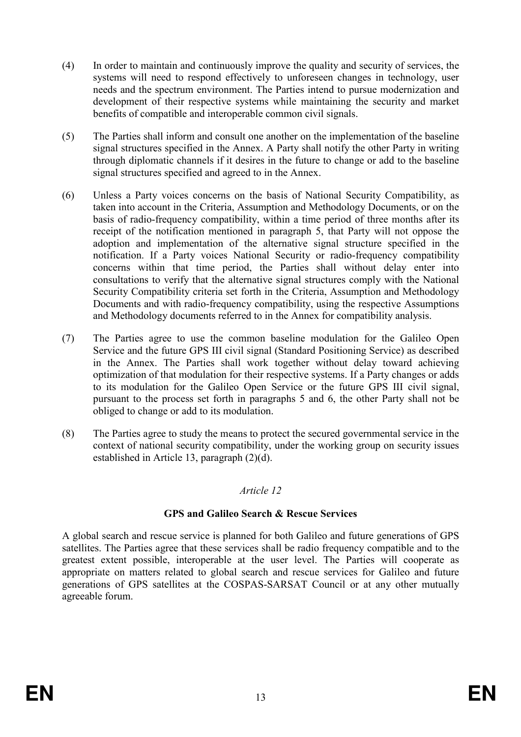(4) In order to maintain and continuously improve the quality and security of services, the systems will need to respond effectively to unforeseen changes in technology, user needs and the spectrum environment. The Parties intend to pursue modernization and development of their respective systems while maintaining the security and market benefits of compatible and interoperable common civil signals.

(5) The Parties shall inform and consult one another on the implementation of the baseline signal structures specified in the Annex. A Party shall notify the other Party in writing through diplomatic channels if it desires in the future to change or add to the baseline signal structures specified and agreed to in the Annex.

(6) Unless a Party voices concerns on the basis of National Security Compatibility, as taken into account in the Criteria, Assumption and Methodology Documents, or on the basis of radio-frequency compatibility, within a time period of three months after its receipt of the notification mentioned in paragraph 5, that Party will not oppose the adoption and implementation of the alternative signal structure specified in the notification. If a Party voices National Security or radio-frequency compatibility concerns within that time period, the Parties shall without delay enter into consultations to verify that the alternative signal structures comply with the National Security Compatibility criteria set forth in the Criteria, Assumption and Methodology Documents and with radio-frequency compatibility, using the respective Assumptions and Methodology documents referred to in the Annex for compatibility analysis.

(7) The Parties agree to use the common baseline modulation for the Galileo Open Service and the future GPS III civil signal (Standard Positioning Service) as described in the Annex. The Parties shall work together without delay toward achieving optimization of that modulation for their respective systems. If a Party changes or adds to its modulation for the Galileo Open Service or the future GPS III civil signal, pursuant to the process set forth in paragraphs 5 and 6, the other Party shall not be obliged to change or add to its modulation.

(8) The Parties agree to study the means to protect the secured governmental service in the context of national security compatibility, under the working group on security issues established in Article 13, paragraph (2)(d).

*Article 12*

**GPS and Galileo Search & Rescue Services**

A global search and rescue service is planned for both Galileo and future generations of GPS satellites. The Parties agree that these services shall be radio frequency compatible and to the greatest extent possible, interoperable at the user level. The Parties will cooperate as appropriate on matters related to global search and rescue services for Galileo and future generations of GPS satellites at the COSPAS-SARSAT Council or at any other mutually agreeable forum.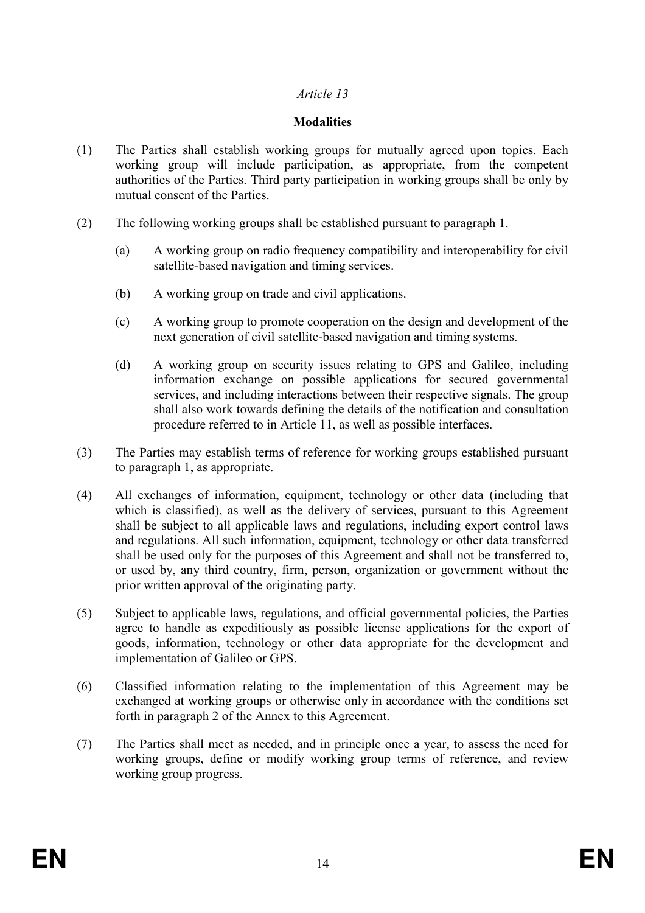*Article 13*

**Modalities**

(1) The Parties shall establish working groups for mutually agreed upon topics. Each working group will include participation, as appropriate, from the competent authorities of the Parties. Third party participation in working groups shall be only by mutual consent of the Parties.

(2) The following working groups shall be established pursuant to paragraph 1.

(a) A working group on radio frequency compatibility and interoperability for civil satellite-based navigation and timing services.

(b) A working group on trade and civil applications.

(c) A working group to promote cooperation on the design and development of the next generation of civil satellite-based navigation and timing systems.

(d) A working group on security issues relating to GPS and Galileo, including information exchange on possible applications for secured governmental services, and including interactions between their respective signals. The group shall also work towards defining the details of the notification and consultation procedure referred to in Article 11, as well as possible interfaces.

(3) The Parties may establish terms of reference for working groups established pursuant to paragraph 1, as appropriate.

(4) All exchanges of information, equipment, technology or other data (including that which is classified), as well as the delivery of services, pursuant to this Agreement shall be subject to all applicable laws and regulations, including export control laws and regulations. All such information, equipment, technology or other data transferred shall be used only for the purposes of this Agreement and shall not be transferred to, or used by, any third country, firm, person, organization or government without the prior written approval of the originating party.

(5) Subject to applicable laws, regulations, and official governmental policies, the Parties agree to handle as expeditiously as possible license applications for the export of goods, information, technology or other data appropriate for the development and implementation of Galileo or GPS.

(6) Classified information relating to the implementation of this Agreement may be exchanged at working groups or otherwise only in accordance with the conditions set forth in paragraph 2 of the Annex to this Agreement.

(7) The Parties shall meet as needed, and in principle once a year, to assess the need for working groups, define or modify working group terms of reference, and review working group progress.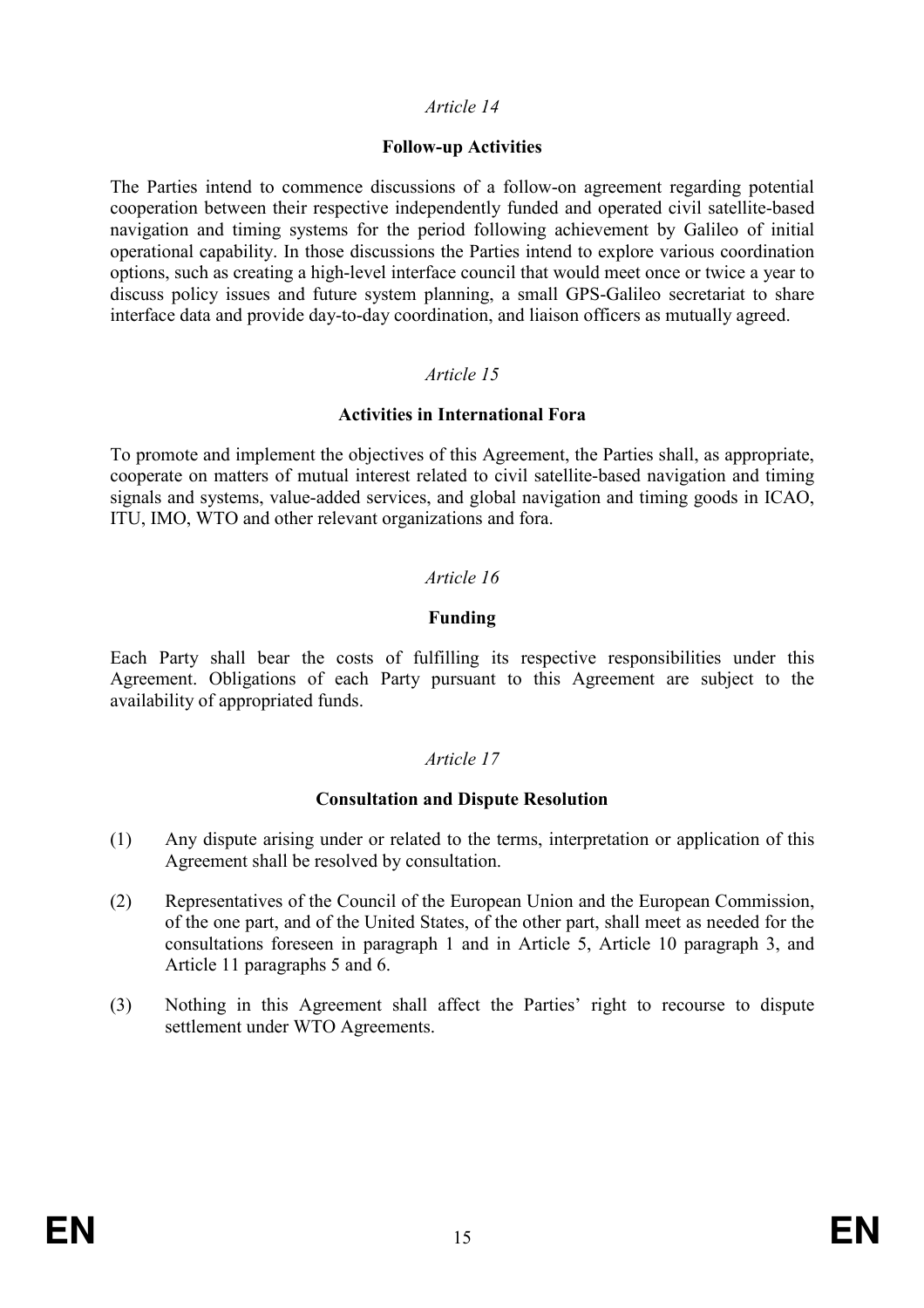*Article 14*

**Follow-up Activities**

The Parties intend to commence discussions of a follow-on agreement regarding potential cooperation between their respective independently funded and operated civil satellite-based navigation and timing systems for the period following achievement by Galileo of initial operational capability. In those discussions the Parties intend to explore various coordination options, such as creating a high-level interface council that would meet once or twice a year to discuss policy issues and future system planning, a small GPS-Galileo secretariat to share interface data and provide day-to-day coordination, and liaison officers as mutually agreed.

*Article 15*

**Activities in International Fora**

To promote and implement the objectives of this Agreement, the Parties shall, as appropriate, cooperate on matters of mutual interest related to civil satellite-based navigation and timing signals and systems, value-added services, and global navigation and timing goods in ICAO, ITU, IMO, WTO and other relevant organizations and fora.

*Article 16*

**Funding**

Each Party shall bear the costs of fulfilling its respective responsibilities under this Agreement. Obligations of each Party pursuant to this Agreement are subject to the availability of appropriated funds.

*Article 17*

**Consultation and Dispute Resolution**

(1) Any dispute arising under or related to the terms, interpretation or application of this Agreement shall be resolved by consultation.

(2) Representatives of the Council of the European Union and the European Commission, of the one part, and of the United States, of the other part, shall meet as needed for the consultations foreseen in paragraph 1 and in Article 5, Article 10 paragraph 3, and Article 11 paragraphs 5 and 6.

(3) Nothing in this Agreement shall affect the Parties' right to recourse to dispute settlement under WTO Agreements.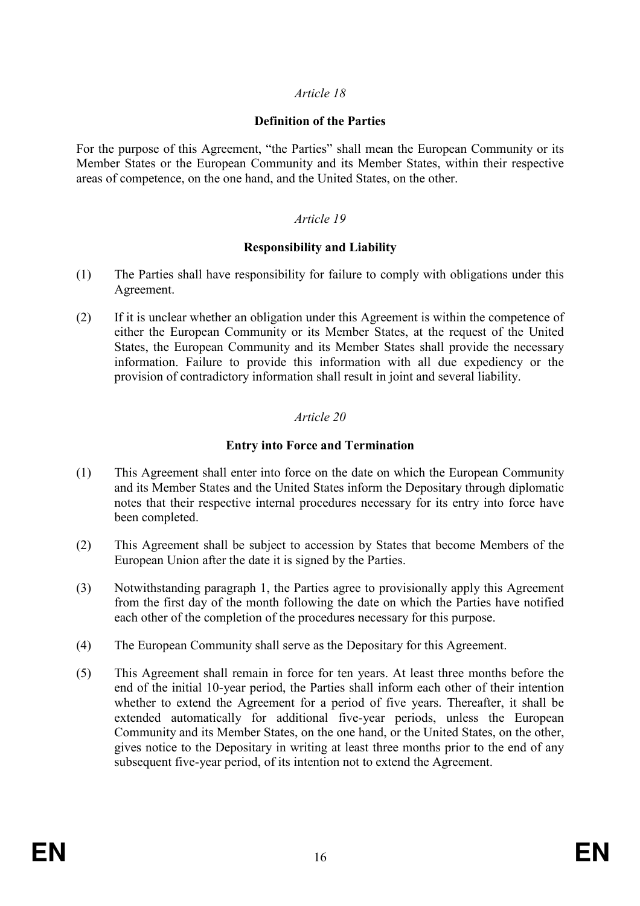*Article 18*

**Definition of the Parties**

For the purpose of this Agreement, "the Parties" shall mean the European Community or its Member States or the European Community and its Member States, within their respective areas of competence, on the one hand, and the United States, on the other.

*Article 19*

**Responsibility and Liability**

(1) The Parties shall have responsibility for failure to comply with obligations under this Agreement.

(2) If it is unclear whether an obligation under this Agreement is within the competence of either the European Community or its Member States, at the request of the United States, the European Community and its Member States shall provide the necessary information. Failure to provide this information with all due expediency or the provision of contradictory information shall result in joint and several liability.

*Article 20*

**Entry into Force and Termination**

(1) This Agreement shall enter into force on the date on which the European Community and its Member States and the United States inform the Depositary through diplomatic notes that their respective internal procedures necessary for its entry into force have been completed.

(2) This Agreement shall be subject to accession by States that become Members of the European Union after the date it is signed by the Parties.

(3) Notwithstanding paragraph 1, the Parties agree to provisionally apply this Agreement from the first day of the month following the date on which the Parties have notified each other of the completion of the procedures necessary for this purpose.

(4) The European Community shall serve as the Depositary for this Agreement.

(5) This Agreement shall remain in force for ten years. At least three months before the end of the initial 10-year period, the Parties shall inform each other of their intention whether to extend the Agreement for a period of five years. Thereafter, it shall be extended automatically for additional five-year periods, unless the European Community and its Member States, on the one hand, or the United States, on the other, gives notice to the Depositary in writing at least three months prior to the end of any subsequent five-year period, of its intention not to extend the Agreement.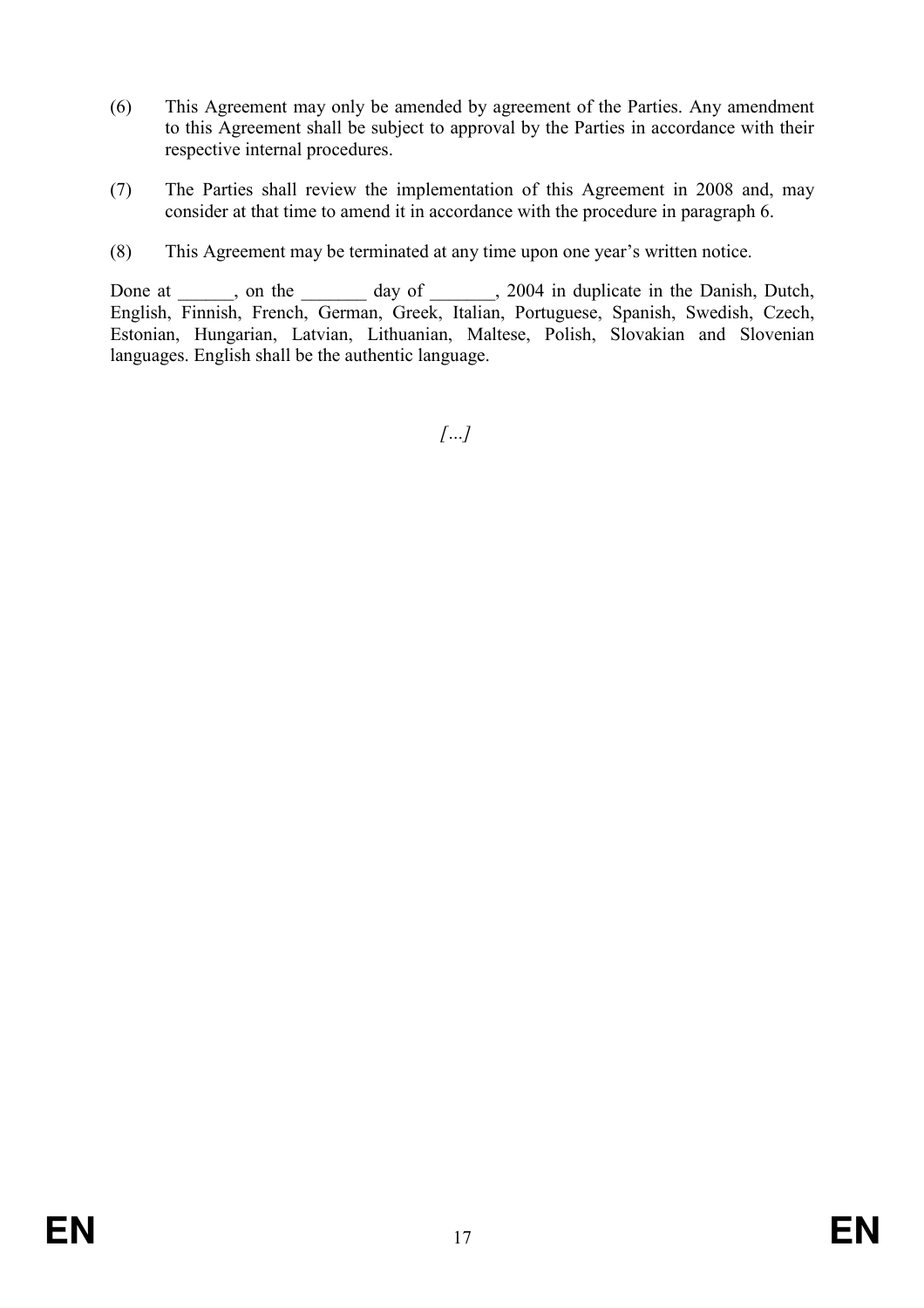(6) This Agreement may only be amended by agreement of the Parties. Any amendment to this Agreement shall be subject to approval by the Parties in accordance with their respective internal procedures.

(7) The Parties shall review the implementation of this Agreement in 2008 and, may consider at that time to amend it in accordance with the procedure in paragraph 6.

(8) This Agreement may be terminated at any time upon one year's written notice.

Done at ______, on the _______ day of _______, 2004 in duplicate in the Danish, Dutch, English, Finnish, French, German, Greek, Italian, Portuguese, Spanish, Swedish, Czech, Estonian, Hungarian, Latvian, Lithuanian, Maltese, Polish, Slovakian and Slovenian languages. English shall be the authentic language.

*[…]*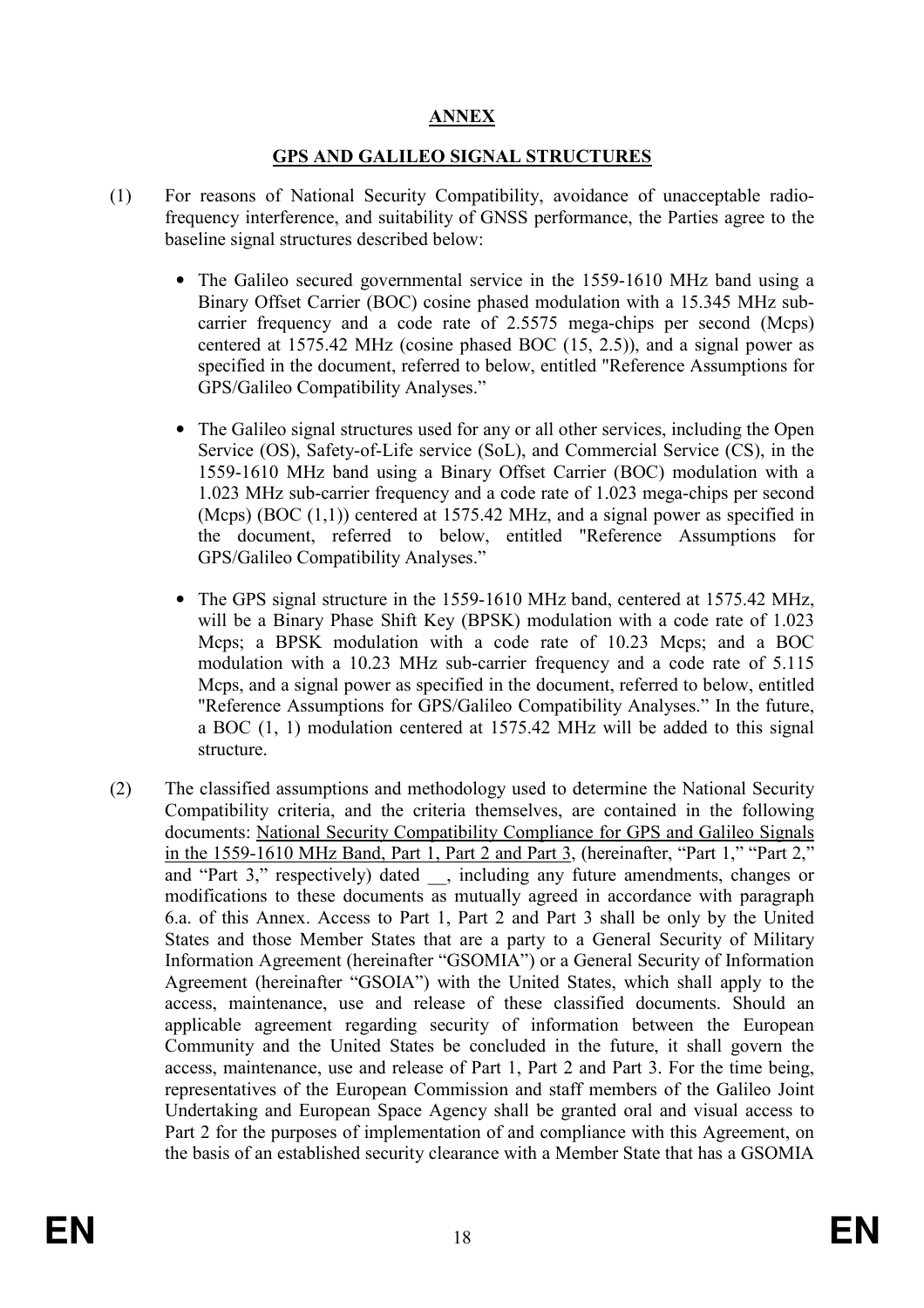**ANNEX**

**GPS AND GALILEO SIGNAL STRUCTURES**

(1) For reasons of National Security Compatibility, avoidance of unacceptable radio-frequency interference, and suitability of GNSS performance, the Parties agree to the baseline signal structures described below:

- The Galileo secured governmental service in the 1559-1610 MHz band using a Binary Offset Carrier (BOC) cosine phased modulation with a 15.345 MHz sub-carrier frequency and a code rate of 2.5575 mega-chips per second (Mcps) centered at 1575.42 MHz (cosine phased BOC (15, 2.5)), and a signal power as specified in the document, referred to below, entitled "Reference Assumptions for GPS/Galileo Compatibility Analyses."

- The Galileo signal structures used for any or all other services, including the Open Service (OS), Safety-of-Life service (SoL), and Commercial Service (CS), in the 1559-1610 MHz band using a Binary Offset Carrier (BOC) modulation with a 1.023 MHz sub-carrier frequency and a code rate of 1.023 mega-chips per second (Mcps) (BOC (1,1)) centered at 1575.42 MHz, and a signal power as specified in the document, referred to below, entitled "Reference Assumptions for GPS/Galileo Compatibility Analyses."

- The GPS signal structure in the 1559-1610 MHz band, centered at 1575.42 MHz, will be a Binary Phase Shift Key (BPSK) modulation with a code rate of 1.023 Mcps; a BPSK modulation with a code rate of 10.23 Mcps; and a BOC modulation with a 10.23 MHz sub-carrier frequency and a code rate of 5.115 Mcps, and a signal power as specified in the document, referred to below, entitled "Reference Assumptions for GPS/Galileo Compatibility Analyses." In the future, a BOC (1, 1) modulation centered at 1575.42 MHz will be added to this signal structure.

(2) The classified assumptions and methodology used to determine the National Security Compatibility criteria, and the criteria themselves, are contained in the following documents: National Security Compatibility Compliance for GPS and Galileo Signals in the 1559-1610 MHz Band, Part 1, Part 2 and Part 3, (hereinafter, "Part 1," "Part 2," and "Part 3," respectively) dated __, including any future amendments, changes or modifications to these documents as mutually agreed in accordance with paragraph 6.a. of this Annex. Access to Part 1, Part 2 and Part 3 shall be only by the United States and those Member States that are a party to a General Security of Military Information Agreement (hereinafter "GSOMIA") or a General Security of Information Agreement (hereinafter "GSOIA") with the United States, which shall apply to the access, maintenance, use and release of these classified documents. Should an applicable agreement regarding security of information between the European Community and the United States be concluded in the future, it shall govern the access, maintenance, use and release of Part 1, Part 2 and Part 3. For the time being, representatives of the European Commission and staff members of the Galileo Joint Undertaking and European Space Agency shall be granted oral and visual access to Part 2 for the purposes of implementation of and compliance with this Agreement, on the basis of an established security clearance with a Member State that has a GSOMIA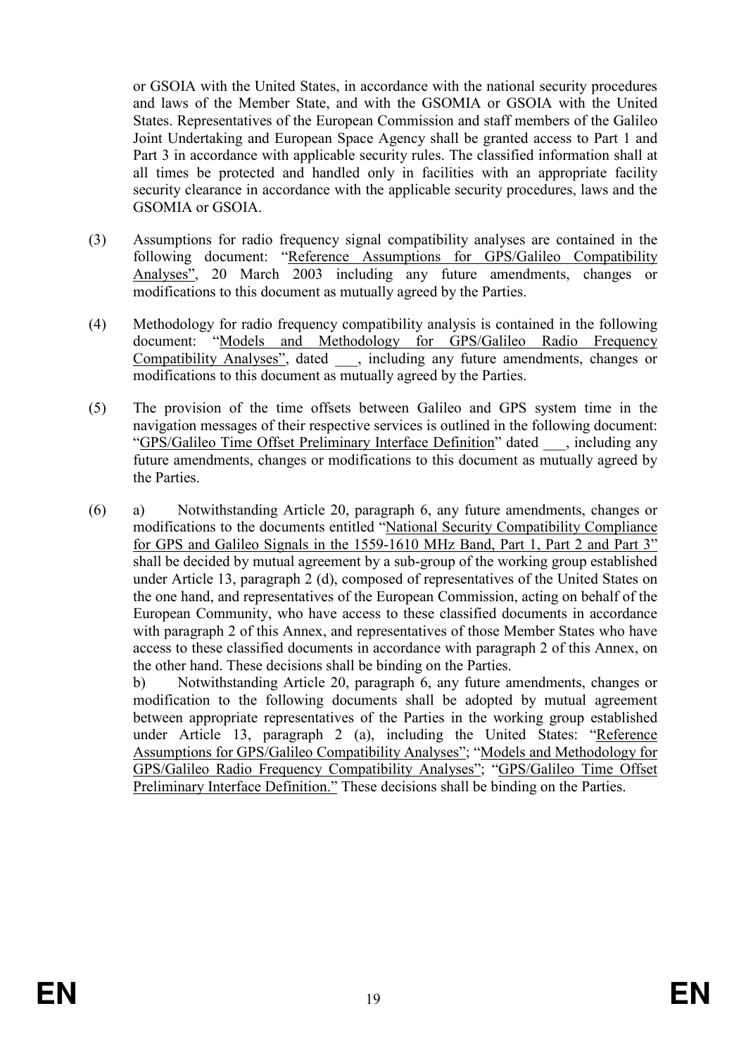or GSOIA with the United States, in accordance with the national security procedures and laws of the Member State, and with the GSOMIA or GSOIA with the United States. Representatives of the European Commission and staff members of the Galileo Joint Undertaking and European Space Agency shall be granted access to Part 1 and Part 3 in accordance with applicable security rules. The classified information shall at all times be protected and handled only in facilities with an appropriate facility security clearance in accordance with the applicable security procedures, laws and the GSOMIA or GSOIA.

(3) Assumptions for radio frequency signal compatibility analyses are contained in the following document: "Reference Assumptions for GPS/Galileo Compatibility Analyses", 20 March 2003 including any future amendments, changes or modifications to this document as mutually agreed by the Parties.

(4) Methodology for radio frequency compatibility analysis is contained in the following document: "Models and Methodology for GPS/Galileo Radio Frequency Compatibility Analyses", dated ___, including any future amendments, changes or modifications to this document as mutually agreed by the Parties.

(5) The provision of the time offsets between Galileo and GPS system time in the navigation messages of their respective services is outlined in the following document: "GPS/Galileo Time Offset Preliminary Interface Definition" dated ___, including any future amendments, changes or modifications to this document as mutually agreed by the Parties.

(6) a) Notwithstanding Article 20, paragraph 6, any future amendments, changes or modifications to the documents entitled "National Security Compatibility Compliance for GPS and Galileo Signals in the 1559-1610 MHz Band, Part 1, Part 2 and Part 3" shall be decided by mutual agreement by a sub-group of the working group established under Article 13, paragraph 2 (d), composed of representatives of the United States on the one hand, and representatives of the European Commission, acting on behalf of the European Community, who have access to these classified documents in accordance with paragraph 2 of this Annex, and representatives of those Member States who have access to these classified documents in accordance with paragraph 2 of this Annex, on the other hand. These decisions shall be binding on the Parties.

b) Notwithstanding Article 20, paragraph 6, any future amendments, changes or modification to the following documents shall be adopted by mutual agreement between appropriate representatives of the Parties in the working group established under Article 13, paragraph 2 (a), including the United States: "Reference Assumptions for GPS/Galileo Compatibility Analyses"; "Models and Methodology for GPS/Galileo Radio Frequency Compatibility Analyses"; "GPS/Galileo Time Offset Preliminary Interface Definition." These decisions shall be binding on the Parties.